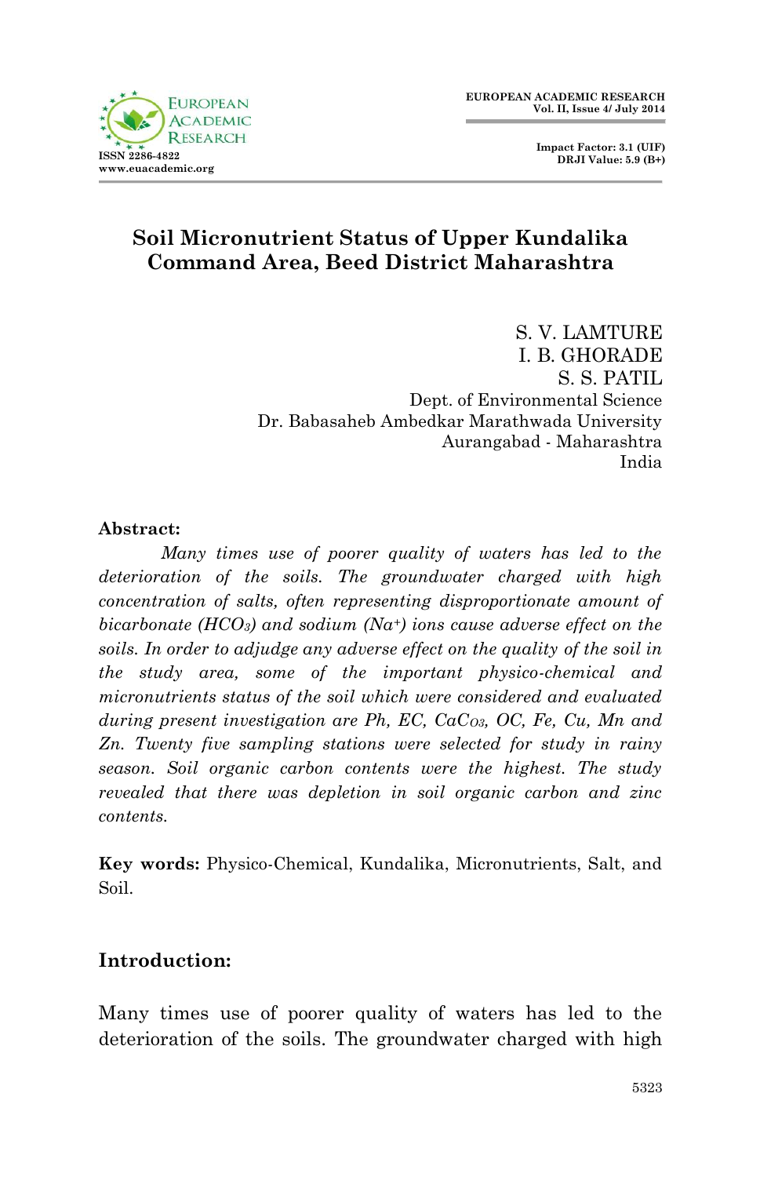# Soil Micronutrient Status of Upper Kundalika Command Area, Beed District Maharashtra

S. V. LAMTURE
I. B. GHORADE
S. S. PATIL
Dept. of Environmental Science
Dr. Babasaheb Ambedkar Marathwada University
Aurangabad - Maharashtra
India

**Abstract:**

*Many times use of poorer quality of waters has led to the deterioration of the soils. The groundwater charged with high concentration of salts, often representing disproportionate amount of bicarbonate ($HCO_3$) and sodium ($Na^+$) ions cause adverse effect on the soils. In order to adjudge any adverse effect on the quality of the soil in the study area, some of the important physico-chemical and micronutrients status of the soil which were considered and evaluated during present investigation are Ph, EC, $CaCo_3$, OC, Fe, Cu, Mn and Zn. Twenty five sampling stations were selected for study in rainy season. Soil organic carbon contents were the highest. The study revealed that there was depletion in soil organic carbon and zinc contents.*

**Key words:** Physico-Chemical, Kundalika, Micronutrients, Salt, and Soil.

## Introduction:

Many times use of poorer quality of waters has led to the deterioration of the soils. The groundwater charged with high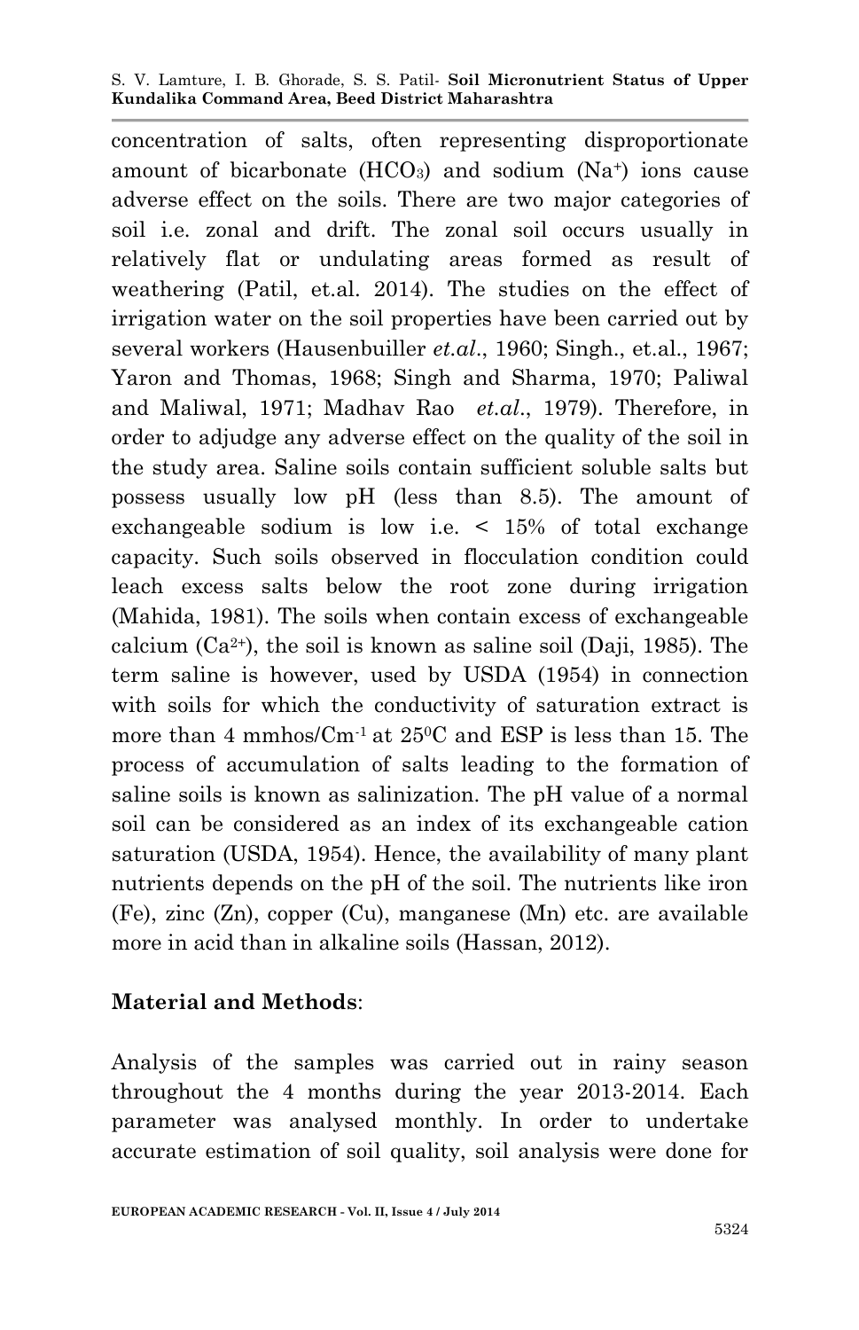concentration of salts, often representing disproportionate amount of bicarbonate ($HCO_3$) and sodium ($Na^+$) ions cause adverse effect on the soils. There are two major categories of soil i.e. zonal and drift. The zonal soil occurs usually in relatively flat or undulating areas formed as result of weathering (Patil, et.al. 2014). The studies on the effect of irrigation water on the soil properties have been carried out by several workers (Hausenbuiller *et.al*., 1960; Singh., et.al., 1967; Yaron and Thomas, 1968; Singh and Sharma, 1970; Paliwal and Maliwal, 1971; Madhav Rao *et.al*., 1979). Therefore, in order to adjudge any adverse effect on the quality of the soil in the study area. Saline soils contain sufficient soluble salts but possess usually low pH (less than 8.5). The amount of exchangeable sodium is low i.e. < 15% of total exchange capacity. Such soils observed in flocculation condition could leach excess salts below the root zone during irrigation (Mahida, 1981). The soils when contain excess of exchangeable calcium ($Ca^{2+}$), the soil is known as saline soil (Daji, 1985). The term saline is however, used by USDA (1954) in connection with soils for which the conductivity of saturation extract is more than 4 mmhos/$Cm^{-1}$ at $25^0$C and ESP is less than 15. The process of accumulation of salts leading to the formation of saline soils is known as salinization. The pH value of a normal soil can be considered as an index of its exchangeable cation saturation (USDA, 1954). Hence, the availability of many plant nutrients depends on the pH of the soil. The nutrients like iron (Fe), zinc (Zn), copper (Cu), manganese (Mn) etc. are available more in acid than in alkaline soils (Hassan, 2012).

## Material and Methods:

Analysis of the samples was carried out in rainy season throughout the 4 months during the year 2013-2014. Each parameter was analysed monthly. In order to undertake accurate estimation of soil quality, soil analysis were done for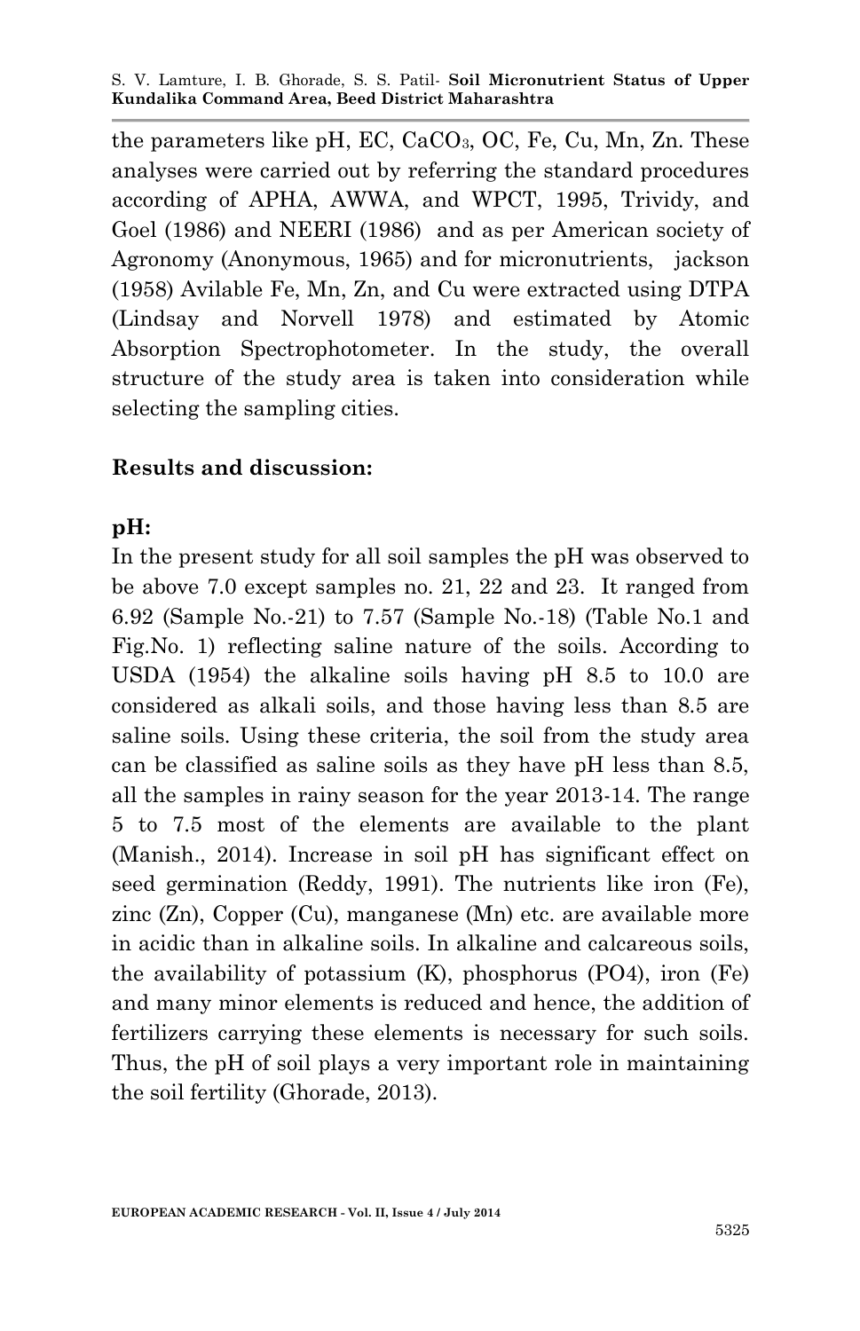the parameters like pH, EC, $CaCO_3$, OC, Fe, Cu, Mn, Zn. These analyses were carried out by referring the standard procedures according of APHA, AWWA, and WPCT, 1995, Trividy, and Goel (1986) and NEERI (1986) and as per American society of Agronomy (Anonymous, 1965) and for micronutrients, jackson (1958) Avilable Fe, Mn, Zn, and Cu were extracted using DTPA (Lindsay and Norvell 1978) and estimated by Atomic Absorption Spectrophotometer. In the study, the overall structure of the study area is taken into consideration while selecting the sampling cities.

## Results and discussion:

### pH:

In the present study for all soil samples the pH was observed to be above 7.0 except samples no. 21, 22 and 23. It ranged from 6.92 (Sample No.-21) to 7.57 (Sample No.-18) (Table No.1 and Fig.No. 1) reflecting saline nature of the soils. According to USDA (1954) the alkaline soils having pH 8.5 to 10.0 are considered as alkali soils, and those having less than 8.5 are saline soils. Using these criteria, the soil from the study area can be classified as saline soils as they have pH less than 8.5, all the samples in rainy season for the year 2013-14. The range 5 to 7.5 most of the elements are available to the plant (Manish., 2014). Increase in soil pH has significant effect on seed germination (Reddy, 1991). The nutrients like iron (Fe), zinc (Zn), Copper (Cu), manganese (Mn) etc. are available more in acidic than in alkaline soils. In alkaline and calcareous soils, the availability of potassium (K), phosphorus ($PO_4$), iron (Fe) and many minor elements is reduced and hence, the addition of fertilizers carrying these elements is necessary for such soils. Thus, the pH of soil plays a very important role in maintaining the soil fertility (Ghorade, 2013).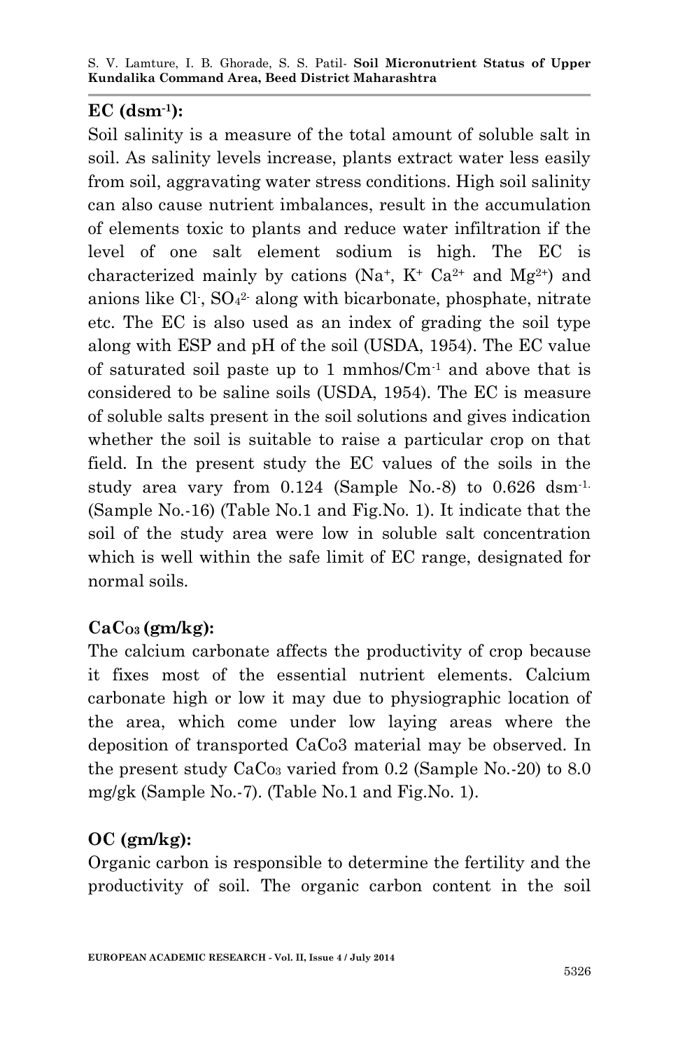## EC ($dsm^{-1}$):

Soil salinity is a measure of the total amount of soluble salt in soil. As salinity levels increase, plants extract water less easily from soil, aggravating water stress conditions. High soil salinity can also cause nutrient imbalances, result in the accumulation of elements toxic to plants and reduce water infiltration if the level of one salt element sodium is high. The EC is characterized mainly by cations ($Na^{+}$, $K^{+}$ $Ca^{2+}$ and $Mg^{2+}$) and anions like $Cl^{-}$, $SO_4^{2-}$ along with bicarbonate, phosphate, nitrate etc. The EC is also used as an index of grading the soil type along with ESP and pH of the soil (USDA, 1954). The EC value of saturated soil paste up to 1 mmhos/$Cm^{-1}$ and above that is considered to be saline soils (USDA, 1954). The EC is measure of soluble salts present in the soil solutions and gives indication whether the soil is suitable to raise a particular crop on that field. In the present study the EC values of the soils in the study area vary from 0.124 (Sample No.-8) to 0.626 $dsm^{-1.}$ (Sample No.-16) (Table No.1 and Fig.No. 1). It indicate that the soil of the study area were low in soluble salt concentration which is well within the safe limit of EC range, designated for normal soils.

## $CaCo_3$ (gm/kg):

The calcium carbonate affects the productivity of crop because it fixes most of the essential nutrient elements. Calcium carbonate high or low it may due to physiographic location of the area, which come under low laying areas where the deposition of transported CaCo3 material may be observed. In the present study $CaCo_3$ varied from 0.2 (Sample No.-20) to 8.0 mg/gk (Sample No.-7). (Table No.1 and Fig.No. 1).

## OC (gm/kg):

Organic carbon is responsible to determine the fertility and the productivity of soil. The organic carbon content in the soil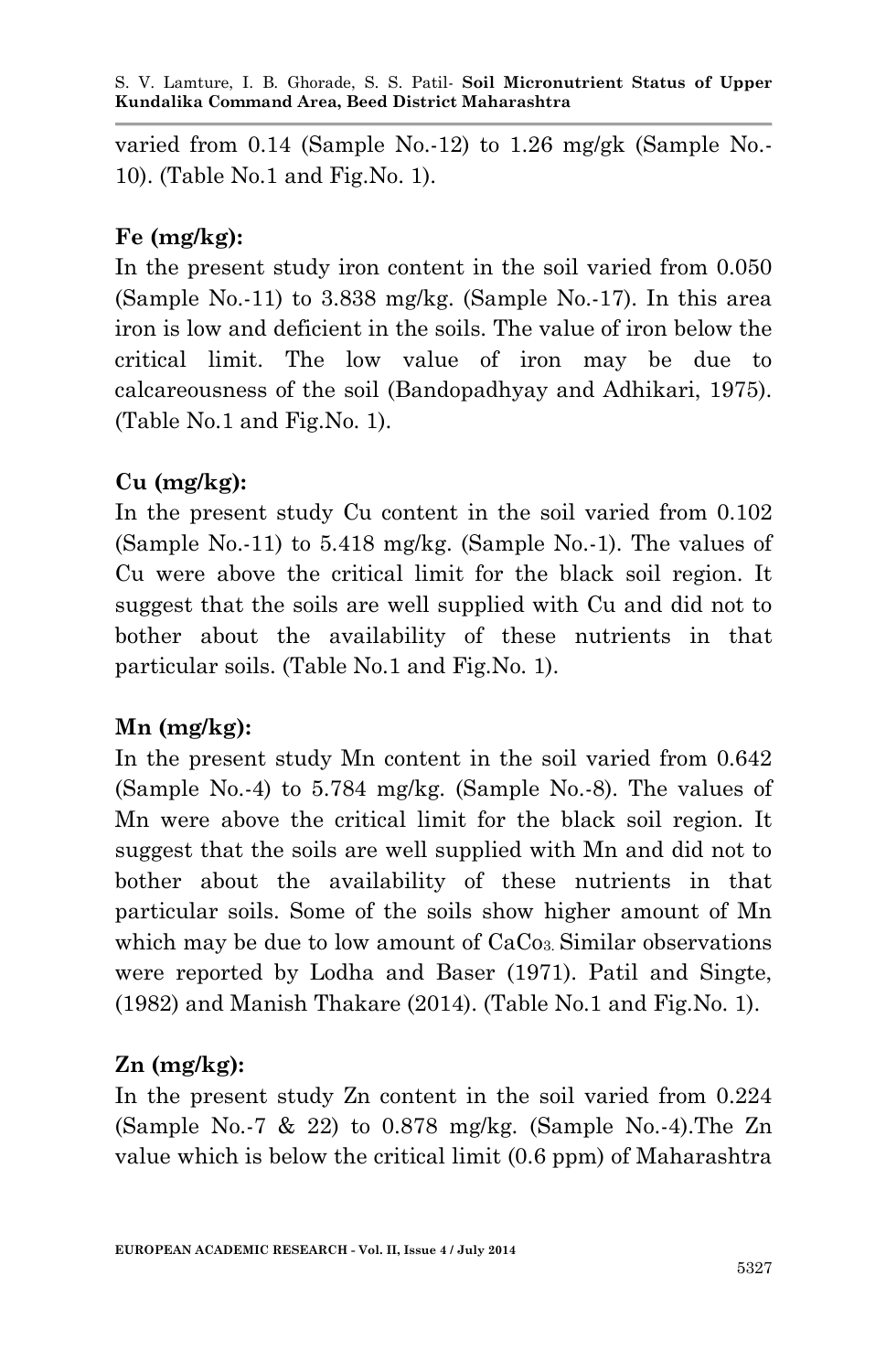varied from 0.14 (Sample No.-12) to 1.26 mg/gk (Sample No.-10). (Table No.1 and Fig.No. 1).

**Fe (mg/kg):**

In the present study iron content in the soil varied from 0.050 (Sample No.-11) to 3.838 mg/kg. (Sample No.-17). In this area iron is low and deficient in the soils. The value of iron below the critical limit. The low value of iron may be due to calcareousness of the soil (Bandopadhyay and Adhikari, 1975). (Table No.1 and Fig.No. 1).

**Cu (mg/kg):**

In the present study Cu content in the soil varied from 0.102 (Sample No.-11) to 5.418 mg/kg. (Sample No.-1). The values of Cu were above the critical limit for the black soil region. It suggest that the soils are well supplied with Cu and did not to bother about the availability of these nutrients in that particular soils. (Table No.1 and Fig.No. 1).

**Mn (mg/kg):**

In the present study Mn content in the soil varied from 0.642 (Sample No.-4) to 5.784 mg/kg. (Sample No.-8). The values of Mn were above the critical limit for the black soil region. It suggest that the soils are well supplied with Mn and did not to bother about the availability of these nutrients in that particular soils. Some of the soils show higher amount of Mn which may be due to low amount of $CaCo_3$. Similar observations were reported by Lodha and Baser (1971). Patil and Singte, (1982) and Manish Thakare (2014). (Table No.1 and Fig.No. 1).

**Zn (mg/kg):**

In the present study Zn content in the soil varied from 0.224 (Sample No.-7 & 22) to 0.878 mg/kg. (Sample No.-4).The Zn value which is below the critical limit (0.6 ppm) of Maharashtra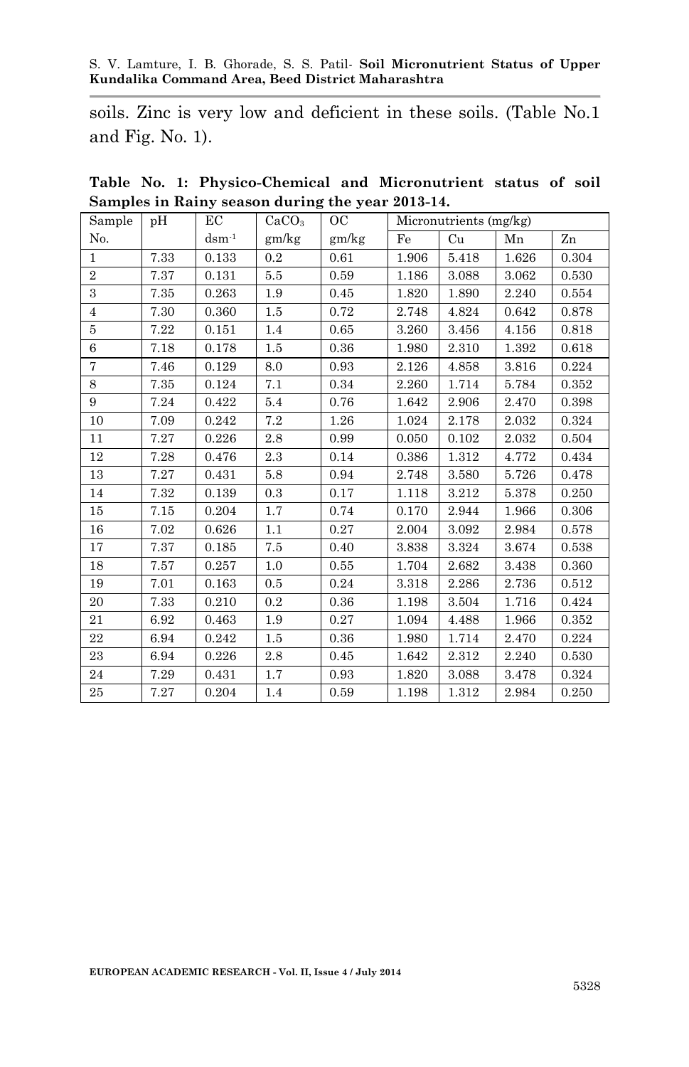soils. Zinc is very low and deficient in these soils. (Table No.1 and Fig. No. 1).

**Table No. 1: Physico-Chemical and Micronutrient status of soil Samples in Rainy season during the year 2013-14.**

| Sample No. | pH | EC $dsm^{-1}$ | $CaCO_3$ gm/kg | OC gm/kg | Micronutrients (mg/kg) | | | |
|---|---|---|---|---|---|---|---|---|
| | | | | | Fe | Cu | Mn | Zn |
| 1 | 7.33 | 0.133 | 0.2 | 0.61 | 1.906 | 5.418 | 1.626 | 0.304 |
| 2 | 7.37 | 0.131 | 5.5 | 0.59 | 1.186 | 3.088 | 3.062 | 0.530 |
| 3 | 7.35 | 0.263 | 1.9 | 0.45 | 1.820 | 1.890 | 2.240 | 0.554 |
| 4 | 7.30 | 0.360 | 1.5 | 0.72 | 2.748 | 4.824 | 0.642 | 0.878 |
| 5 | 7.22 | 0.151 | 1.4 | 0.65 | 3.260 | 3.456 | 4.156 | 0.818 |
| 6 | 7.18 | 0.178 | 1.5 | 0.36 | 1.980 | 2.310 | 1.392 | 0.618 |
| 7 | 7.46 | 0.129 | 8.0 | 0.93 | 2.126 | 4.858 | 3.816 | 0.224 |
| 8 | 7.35 | 0.124 | 7.1 | 0.34 | 2.260 | 1.714 | 5.784 | 0.352 |
| 9 | 7.24 | 0.422 | 5.4 | 0.76 | 1.642 | 2.906 | 2.470 | 0.398 |
| 10 | 7.09 | 0.242 | 7.2 | 1.26 | 1.024 | 2.178 | 2.032 | 0.324 |
| 11 | 7.27 | 0.226 | 2.8 | 0.99 | 0.050 | 0.102 | 2.032 | 0.504 |
| 12 | 7.28 | 0.476 | 2.3 | 0.14 | 0.386 | 1.312 | 4.772 | 0.434 |
| 13 | 7.27 | 0.431 | 5.8 | 0.94 | 2.748 | 3.580 | 5.726 | 0.478 |
| 14 | 7.32 | 0.139 | 0.3 | 0.17 | 1.118 | 3.212 | 5.378 | 0.250 |
| 15 | 7.15 | 0.204 | 1.7 | 0.74 | 0.170 | 2.944 | 1.966 | 0.306 |
| 16 | 7.02 | 0.626 | 1.1 | 0.27 | 2.004 | 3.092 | 2.984 | 0.578 |
| 17 | 7.37 | 0.185 | 7.5 | 0.40 | 3.838 | 3.324 | 3.674 | 0.538 |
| 18 | 7.57 | 0.257 | 1.0 | 0.55 | 1.704 | 2.682 | 3.438 | 0.360 |
| 19 | 7.01 | 0.163 | 0.5 | 0.24 | 3.318 | 2.286 | 2.736 | 0.512 |
| 20 | 7.33 | 0.210 | 0.2 | 0.36 | 1.198 | 3.504 | 1.716 | 0.424 |
| 21 | 6.92 | 0.463 | 1.9 | 0.27 | 1.094 | 4.488 | 1.966 | 0.352 |
| 22 | 6.94 | 0.242 | 1.5 | 0.36 | 1.980 | 1.714 | 2.470 | 0.224 |
| 23 | 6.94 | 0.226 | 2.8 | 0.45 | 1.642 | 2.312 | 2.240 | 0.530 |
| 24 | 7.29 | 0.431 | 1.7 | 0.93 | 1.820 | 3.088 | 3.478 | 0.324 |
| 25 | 7.27 | 0.204 | 1.4 | 0.59 | 1.198 | 1.312 | 2.984 | 0.250 |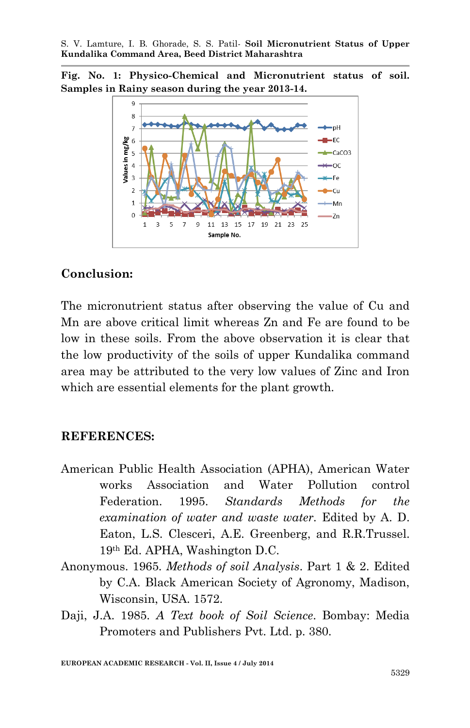**Fig. No. 1: Physico-Chemical and Micronutrient status of soil. Samples in Rainy season during the year 2013-14.**

## Conclusion:

The micronutrient status after observing the value of Cu and Mn are above critical limit whereas Zn and Fe are found to be low in these soils. From the above observation it is clear that the low productivity of the soils of upper Kundalika command area may be attributed to the very low values of Zinc and Iron which are essential elements for the plant growth.

## REFERENCES:

American Public Health Association (APHA), American Water works Association and Water Pollution control Federation. 1995. *Standards Methods for the examination of water and waste water*. Edited by A. D. Eaton, L.S. Clesceri, A.E. Greenberg, and R.R.Trussel. 19th Ed. APHA, Washington D.C.

Anonymous. 1965. *Methods of soil Analysis*. Part 1 & 2. Edited by C.A. Black American Society of Agronomy, Madison, Wisconsin, USA. 1572.

Daji, J.A. 1985. *A Text book of Soil Science*. Bombay: Media Promoters and Publishers Pvt. Ltd. p. 380.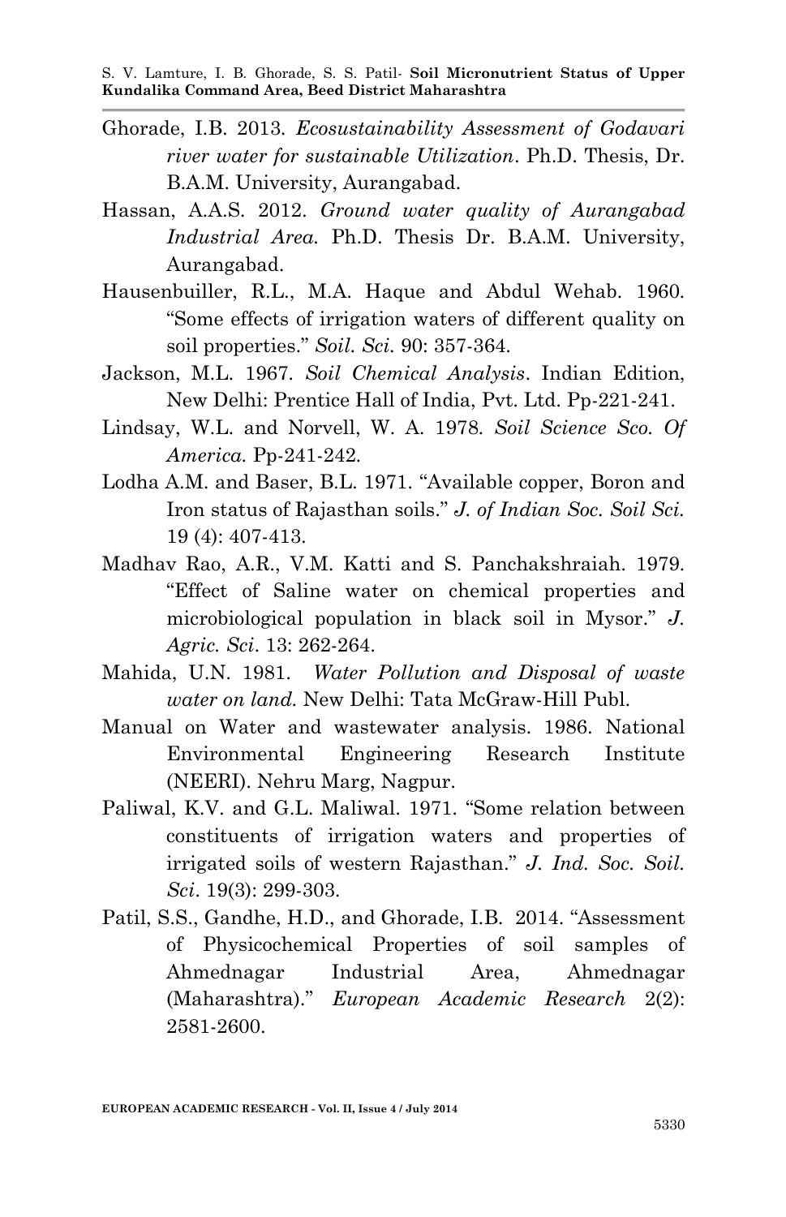Ghorade, I.B. 2013. *Ecosustainability Assessment of Godavari river water for sustainable Utilization*. Ph.D. Thesis, Dr. B.A.M. University, Aurangabad.

Hassan, A.A.S. 2012. *Ground water quality of Aurangabad Industrial Area.* Ph.D. Thesis Dr. B.A.M. University, Aurangabad.

Hausenbuiller, R.L., M.A. Haque and Abdul Wehab. 1960. "Some effects of irrigation waters of different quality on soil properties." *Soil. Sci.* 90: 357-364.

Jackson, M.L. 1967. *Soil Chemical Analysis*. Indian Edition, New Delhi: Prentice Hall of India, Pvt. Ltd. Pp-221-241.

Lindsay, W.L. and Norvell, W. A. 1978. *Soil Science Sco. Of America.* Pp-241-242.

Lodha A.M. and Baser, B.L. 1971. "Available copper, Boron and Iron status of Rajasthan soils." *J. of Indian Soc. Soil Sci.* 19 (4): 407-413.

Madhav Rao, A.R., V.M. Katti and S. Panchakshraiah. 1979. "Effect of Saline water on chemical properties and microbiological population in black soil in Mysor." *J. Agric. Sci*. 13: 262-264.

Mahida, U.N. 1981. *Water Pollution and Disposal of waste water on land.* New Delhi: Tata McGraw-Hill Publ.

Manual on Water and wastewater analysis. 1986. National Environmental Engineering Research Institute (NEERI). Nehru Marg, Nagpur.

Paliwal, K.V. and G.L. Maliwal. 1971. "Some relation between constituents of irrigation waters and properties of irrigated soils of western Rajasthan." *J. Ind. Soc. Soil. Sci*. 19(3): 299-303.

Patil, S.S., Gandhe, H.D., and Ghorade, I.B. 2014. "Assessment of Physicochemical Properties of soil samples of Ahmednagar Industrial Area, Ahmednagar (Maharashtra)." *European Academic Research* 2(2): 2581-2600.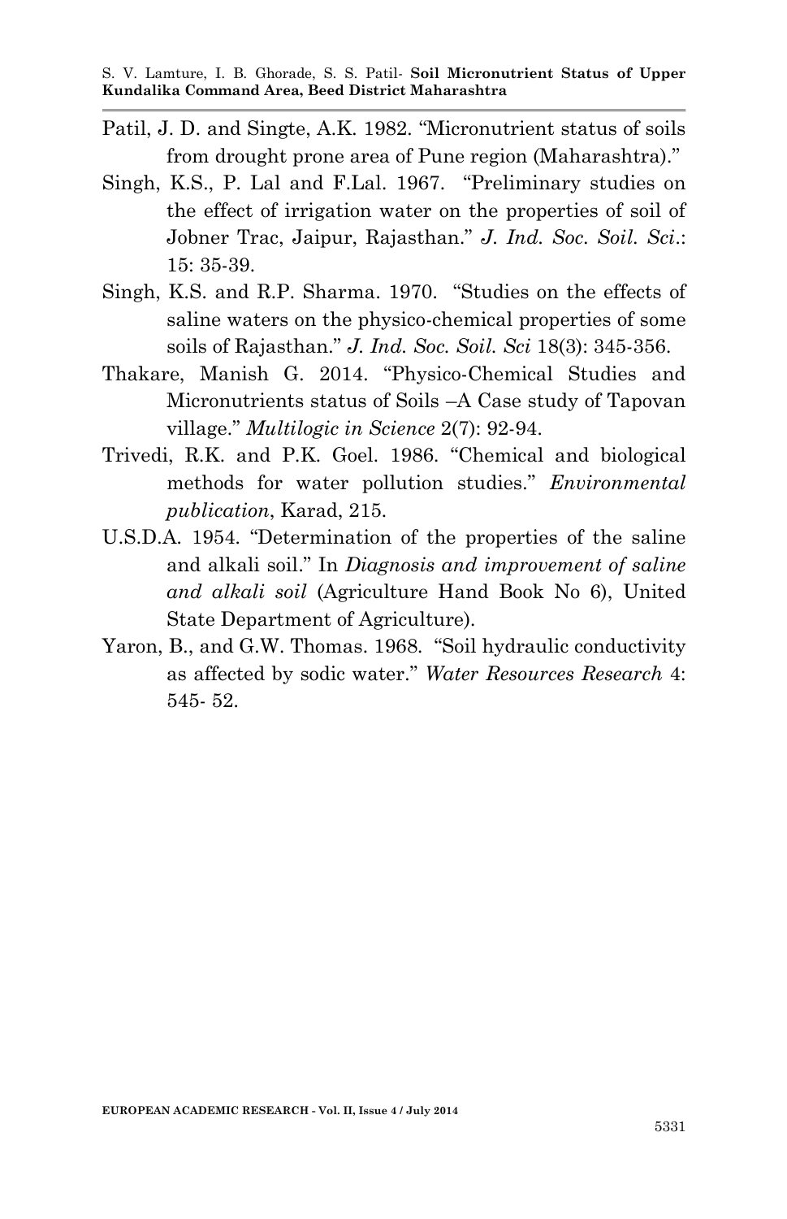Patil, J. D. and Singte, A.K. 1982. "Micronutrient status of soils from drought prone area of Pune region (Maharashtra)."

Singh, K.S., P. Lal and F.Lal. 1967. "Preliminary studies on the effect of irrigation water on the properties of soil of Jobner Trac, Jaipur, Rajasthan." *J. Ind. Soc. Soil. Sci.*: 15: 35-39.

Singh, K.S. and R.P. Sharma. 1970. "Studies on the effects of saline waters on the physico-chemical properties of some soils of Rajasthan." *J. Ind. Soc. Soil. Sci* 18(3): 345-356.

Thakare, Manish G. 2014. "Physico-Chemical Studies and Micronutrients status of Soils –A Case study of Tapovan village." *Multilogic in Science* 2(7): 92-94.

Trivedi, R.K. and P.K. Goel. 1986. "Chemical and biological methods for water pollution studies." *Environmental publication*, Karad, 215.

U.S.D.A. 1954. "Determination of the properties of the saline and alkali soil." In *Diagnosis and improvement of saline and alkali soil* (Agriculture Hand Book No 6), United State Department of Agriculture).

Yaron, B., and G.W. Thomas. 1968. "Soil hydraulic conductivity as affected by sodic water." *Water Resources Research* 4: 545- 52.